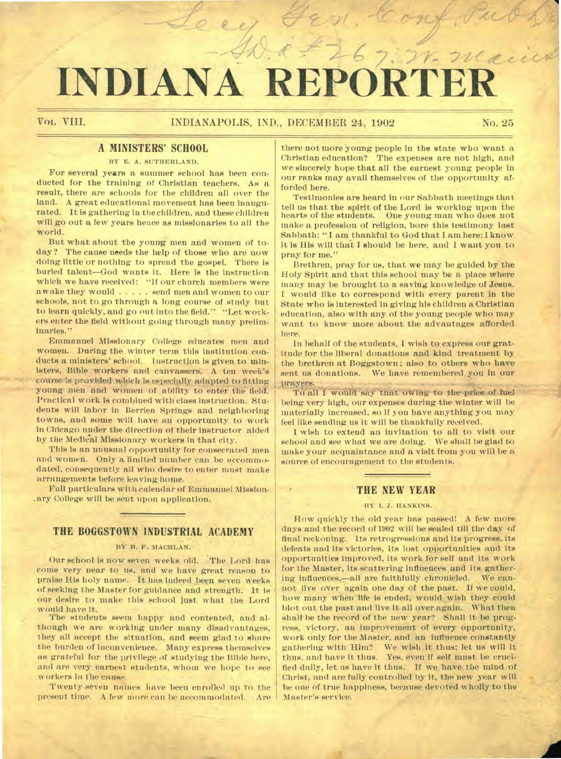# INDIANA REPORTER

VOL. VIII. INDIANAPOLIS, IND., DECEMBER 24, 1902 No. 25

## A MINISTERS' SCHOOL

BY E. A. SUTHERLAND.

For several years a summer school has been conducted for the training of Christian teachers. As a result, there are schools for the children all over the land. A great educational movement has been inaugurated. It is gathering in the children, and these children will go out a few years hence as missionaries to all the world.

But what about the young men and women of today? The cause needs the help of those who are now doing little or nothing to spread the gospel. There is buried talent—God wants it. Here is the instruction which we have received: "If our church members were awake they would . . . . . send men and women to our schools, not to go through a long course of study but to learn quickly, and go out into the field." "Let workers enter the field without going through many preliminaries."

Emmanuel Missionary College educates men and women. During the winter term this institution conducts a ministers' school. Instruction is given to ministers, Bible workers and canvassers. A ten week's course is provided which is especially adapted to fitting young men and women of ability to enter the field. Practical work is combined with class instruction. Students will labor in Berrien Springs and neighboring towns, and some will have an opportunity to work in Chicago under the direction of their instructor aided by the Medical Missionary workers in that city.

This is an unusual opportunity for consecrated men and women. Only a limited number can be accommodated, consequently all who desire to enter must make arrangements before leaving home.

Full particulars with calendar of Emmanuel Missionary College will be sent upon application.

## THE BOGGSTOWN INDUSTRIAL ACADEMY

BY B. F. MACHLAN.

Our school is now seven weeks old. The Lord has come very near to us, and we have great reason to praise His holy name. It has indeed been seven weeks of seeking the Master for guidance and strength. It is our desire to make this school just what the Lord would have it.

The students seem happy and contented, and although we are working under many disadvantages, they all accept the situation, and seem glad to share the burden of inconvenience. Many express themselves as grateful for the privilege of studying the Bible here, and are very earnest students, whom we hope to see workers in the cause.

Twenty-seven names have been enrolled up to the present time. A few more can be accommodated. Are there not more young people in the state who want a Christian education? The expenses are not high, and we sincerely hope that all the earnest young people in our ranks may avail themselves of the opportunity afforded here.

Testimonies are heard in our Sabbath meetings that tell us that the spirit of the Lord is working upon the hearts of the students. One young man who does not make a profession of religion, bore this testimony last Sabbath: "I am thankful to God that I am here: I know it is His will that I should be here, and I want you to pray for me."

Brethren, pray for us, that we may be guided by the Holy Spirit and that this school may be a place where many may be brought to a saving knowledge of Jesus. I would like to correspond with every parent in the State who is interested in giving his children a Christian education, also with any of the young people who may want to know more about the advantages afforded here.

In behalf of the students, I wish to express our gratitude for the liberal donations and kind treatment by the brethren at Boggstown; also to others who have sent us donations. We have remembered you in our prayers.

To all I would say that owing to the price of fuel being very high, our expenses during the winter will be materially increased, so if you have anything you may feel like sending us it will be thankfully received.

I wish to extend an invitation to all to visit our school and see what we are doing. We shall be glad to make your acquaintance and a visit from you will be a source of encouragement to the students.

## THE NEW YEAR

BY I. J. HANKINS.

How quickly the old year has passed! A few more days and the record of 1902 will be sealed till the day of final reckoning. Its retrogressions and its progress, its defeats and its victories, its lost opportunities and its opportunities improved, its work for self and its work for the Master, its scattering influences and its gathering influences,—all are faithfully chronicled. We cannot live over again one day of the past. If we could, how many when life is ended, would wish they could blot out the past and live it all over again. What then shall be the record of the new year? Shall it be progress, victory, an improvement of every opportunity, work only for the Master, and an influence constantly gathering with Him? We wish it thus; let us will it thus, and have it thus. Yes, even if self must be crucified daily, let us have it thus. If we have the mind of Christ, and are fully controlled by it, the new year will be one of true happiness, because devoted wholly to the Master's service.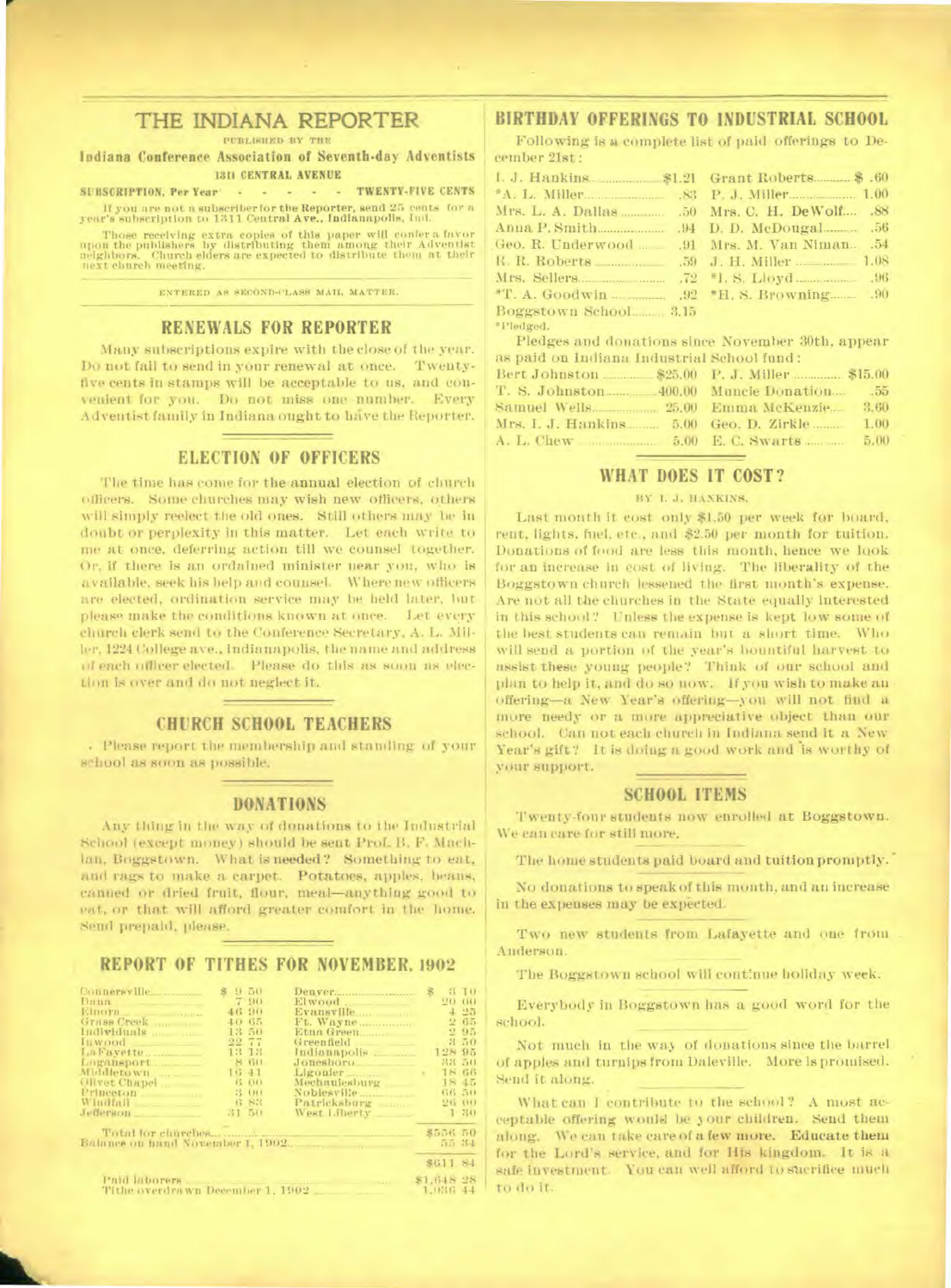# THE INDIANA REPORTER

PUBLISHED BY THE

**Indiana Conference Association of Seventh-day Adventists**

**1311 CENTRAL AVENUE**

**SUBSCRIPTION, Per Year - - - - - - TWENTY-FIVE CENTS**

If you are not a subscriber for the Reporter, send 25 cents for a year's subscription to 1311 Central Ave., Indianapolis, Ind.

Those receiving extra copies of this paper will confer a favor upon the publishers by distributing them among their Adventist neighbors. Church elders are expected to distribute them at their next church meeting.

ENTERED AS SECOND-CLASS MAIL MATTER.

## RENEWALS FOR REPORTER

Many subscriptions expire with the close of the year. Do not fail to send in your renewal at once. Twenty-five cents in stamps will be acceptable to us, and convenient for you. Do not miss one number. Every Adventist family in Indiana ought to have the Reporter.

## ELECTION OF OFFICERS

The time has come for the annual election of church officers. Some churches may wish new officers, others will simply reelect the old ones. Still others may be in doubt or perplexity in this matter. Let each write to me at once, deferring action till we counsel together. Or, if there is an ordained minister near you, who is available, seek his help and counsel. Where new officers are elected, ordination service may be held later, but please make the conditions known at once. Let every church clerk send to the Conference Secretary, A. L. Miller, 1224 College ave., Indianapolis, the name and address of each officer elected. Please do this as soon as election is over and do not neglect it.

## CHURCH SCHOOL TEACHERS

Please report the membership and standing of your school as soon as possible.

## DONATIONS

Any thing in the way of donations to the Industrial School (except money) should be sent Prof. B. F. Machlan, Boggstown. What is needed? Something to eat, and rags to make a carpet. Potatoes, apples, beans, canned or dried fruit, flour, meal—anything good to eat, or that will afford greater comfort in the home. Send prepaid, please.

## REPORT OF TITHES FOR NOVEMBER, 1902

| | | | |
|---|---|---|---|
| Connersville | $ 9 50 | Denver | $ 3 10 |
| Dana | 7 90 | Elwood | 20 00 |
| Elnora | 46 90 | Evansville | 4 25 |
| Grass Creek | 40 65 | Ft. Wayne | 2 65 |
| Individuals | 13 50 | Etna Green | 2 95 |
| Inwood | 22 77 | Greenfield | 3 50 |
| LaFayette | 13 13 | Indianapolis | 128 95 |
| Logansport | 8 60 | Jonesboro | 33 50 |
| Middletown | 16 41 | Ligonier | 18 66 |
| Olivet Chapel | 6 00 | Mechanicsburg | 18 45 |
| Princeton | 3 00 | Noblesville | 66 50 |
| Windfall | 6 83 | Patricksburg | 26 00 |
| Jefferson | 31 50 | West Liberty | 1 30 |

| | |
|---|---|
| Total for churches | $556 50 |
| Balance on hand November 1, 1902 | 55 34 |
| | $611 84 |
| Paid laborers | $1,648 28 |
| Tithe overdrawn December 1, 1902 | 1,036 44 |

## BIRTHDAY OFFERINGS TO INDUSTRIAL SCHOOL

Following is a complete list of paid offerings to December 21st:

| | | | |
|---|---|---|---|
| I. J. Hankins | $1.21 | Grant Roberts | $ .60 |
| *A. L. Miller | .83 | P. J. Miller | 1.00 |
| Mrs. L. A. Dallas | .50 | Mrs. C. H. DeWolf | .88 |
| Anna P. Smith | .94 | D. D. McDougal | .56 |
| Geo. R. Underwood | .91 | Mrs. M. Van Niman | .54 |
| R. R. Roberts | .59 | J. H. Miller | 1.08 |
| Mrs. Sellers | .72 | *I. S. Lloyd | .96 |
| *T. A. Goodwin | .92 | *H. S. Browning | .90 |
| Boggstown School | 3.15 | | |

*Pledged.

Pledges and donations since November 30th, appear as paid on Indiana Industrial School fund:

| | | | |
|---|---|---|---|
| Bert Johnston | $25.00 | P. J. Miller | $15.00 |
| T. S. Johnston | 400.00 | Muncie Donation | .55 |
| Samuel Wells | 25.00 | Emma McKenzie | 3.60 |
| Mrs. I. J. Hankins | 5.00 | Geo. D. Zirkle | 1.00 |
| A. L. Chew | 5.00 | E. C. Swarts | 5.00 |

## WHAT DOES IT COST?

BY I. J. HANKINS.

Last month it cost only $1.50 per week for board, rent, lights, fuel, etc., and $2.50 per month for tuition. Donations of food are less this month, hence we look for an increase in cost of living. The liberality of the Boggstown church lessened the first month's expense. Are not all the churches in the State equally interested in this school? Unless the expense is kept low some of the best students can remain but a short time. Who will send a portion of the year's bountiful harvest to assist these young people? Think of our school and plan to help it, and do so now. If you wish to make an offering—a New Year's offering—you will not find a more needy or a more appreciative object than our school. Can not each church in Indiana send it a New Year's gift? It is doing a good work and is worthy of your support.

## SCHOOL ITEMS

Twenty-four students now enrolled at Boggstown. We can care for still more.

The home students paid board and tuition promptly.

No donations to speak of this month, and an increase in the expenses may be expected.

Two new students from Lafayette and one from Anderson.

The Boggstown school will continue holiday week.

Everybody in Boggstown has a good word for the school.

Not much in the way of donations since the barrel of apples and turnips from Daleville. More is promised. Send it along.

What can I contribute to the school? A most acceptable offering would be your children. Send them along. We can take care of a few more. Educate them for the Lord's service, and for His kingdom. It is a safe investment. You can well afford to sacrifice much to do it.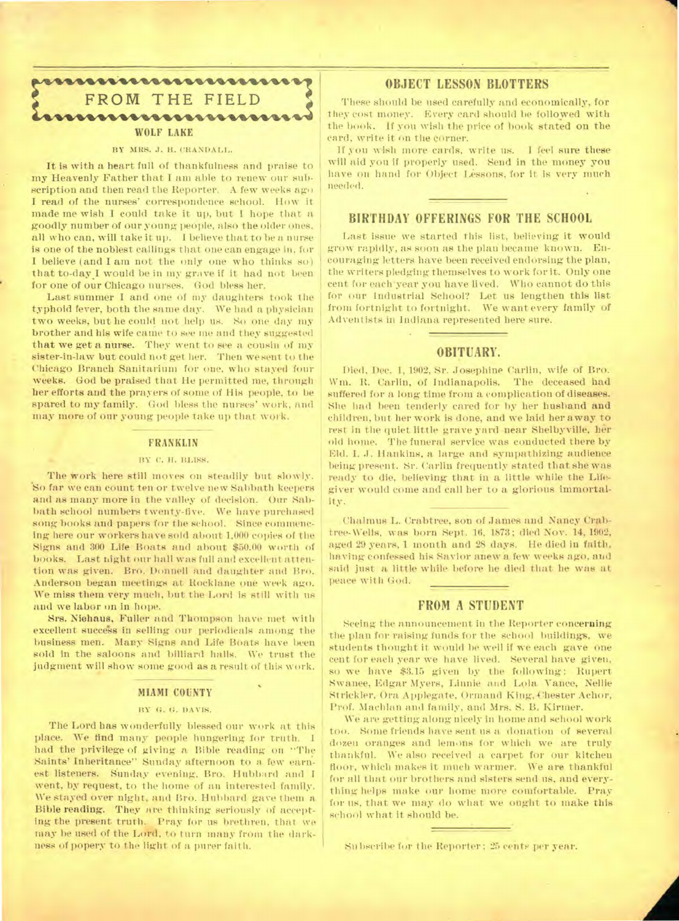# FROM THE FIELD

## WOLF LAKE

BY MRS. J. H. CRANDALL.

It is with a heart full of thankfulness and praise to my Heavenly Father that I am able to renew our subscription and then read the Reporter. A few weeks ago I read of the nurses' correspondence school. How it made me wish I could take it up, but I hope that a goodly number of our young people, also the older ones, all who can, will take it up. I believe that to be a nurse is one of the noblest callings that one can engage in, for I believe (and I am not the only one who thinks so) that to-day I would be in my grave if it had not been for one of our Chicago nurses. God bless her.

Last summer I and one of my daughters took the typhoid fever, both the same day. We had a physician two weeks, but he could not help us. So one day my brother and his wife came to see me and they suggested that we get a nurse. They went to see a cousin of my sister-in-law but could not get her. Then we sent to the Chicago Branch Sanitarium for one, who stayed four weeks. God be praised that He permitted me, through her efforts and the prayers of some of His people, to be spared to my family. God bless the nurses' work, and may more of our young people take up that work.

## FRANKLIN

BY C. H. BLISS.

The work here still moves on steadily but slowly. So far we can count ten or twelve new Sabbath keepers and as many more in the valley of decision. Our Sabbath school numbers twenty-five. We have purchased song books and papers for the school. Since commencing here our workers have sold about 1,000 copies of the Signs and 300 Life Boats and about $50.00 worth of books. Last night our hall was full and excellent attention was given. Bro. Donnell and daughter and Bro. Anderson began meetings at Rocklane one week ago. We miss them very much, but the Lord is still with us and we labor on in hope.

Srs. Niehaus, Fuller and Thompson have met with excellent success in selling our periodicals among the business men. Many Signs and Life Boats have been sold in the saloons and billiard halls. We trust the judgment will show some good as a result of this work.

## MIAMI COUNTY

BY G. G. DAVIS.

The Lord has wonderfully blessed our work at this place. We find many people hungering for truth. I had the privilege of giving a Bible reading on "The Saints' Inheritance" Sunday afternoon to a few earnest listeners. Sunday evening, Bro. Hubbard and I went, by request, to the home of an interested family. We stayed over night, and Bro. Hubbard gave them a Bible reading. They are thinking seriously of accepting the present truth. Pray for us brethren, that we may be used of the Lord, to turn many from the darkness of popery to the light of a purer faith.

## OBJECT LESSON BLOTTERS

These should be used carefully and economically, for they cost money. Every card should be followed with the book. If you wish the price of book stated on the card, write it on the corner.

If you wish more cards, write us. I feel sure these will aid you if properly used. Send in the money you have on hand for Object Lessons, for it is very much needed.

## BIRTHDAY OFFERINGS FOR THE SCHOOL

Last issue we started this list, believing it would grow rapidly, as soon as the plan became known. Encouraging letters have been received endorsing the plan, the writers pledging themselves to work for it. Only one cent for each year you have lived. Who cannot do this for our Industrial School? Let us lengthen this list from fortnight to fortnight. We want every family of Adventists in Indiana represented here sure.

## OBITUARY.

Died, Dec. 1, 1902, Sr. Josephine Carlin, wife of Bro. Wm. R. Carlin, of Indianapolis. The deceased had suffered for a long time from a complication of diseases. She had been tenderly cared for by her husband and children, but her work is done, and we laid her away to rest in the quiet little grave yard near Shelbyville, her old home. The funeral service was conducted there by Eld. I. J. Hankins, a large and sympathizing audience being present. Sr. Carlin frequently stated that she was ready to die, believing that in a little while the Life-giver would come and call her to a glorious immortality.

Chalmus L. Crabtree, son of James and Nancy Crabtree-Wells, was born Sept. 16, 1873; died Nov. 14, 1902, aged 29 years, 1 month and 28 days. He died in faith, having confessed his Savior anew a few weeks ago, and said just a little while before he died that he was at peace with God.

## FROM A STUDENT

Seeing the announcement in the Reporter concerning the plan for raising funds for the school buildings, we students thought it would be well if we each gave one cent for each year we have lived. Several have given, so we have $3.15 given by the following: Rupert Swanee, Edgar Myers, Linnie and Lola Vance, Nellie Strickler, Ora Applegate, Ormand King, Chester Achor, Prof. Machlan and family, and Mrs. S. B. Kirmer.

We are getting along nicely in home and school work too. Some friends have sent us a donation of several dozen oranges and lemons for which we are truly thankful. We also received a carpet for our kitchen floor, which makes it much warmer. We are thankful for all that our brothers and sisters send us, and everything helps make our home more comfortable. Pray for us, that we may do what we ought to make this school what it should be.

Subscribe for the Reporter; 25 cents per year.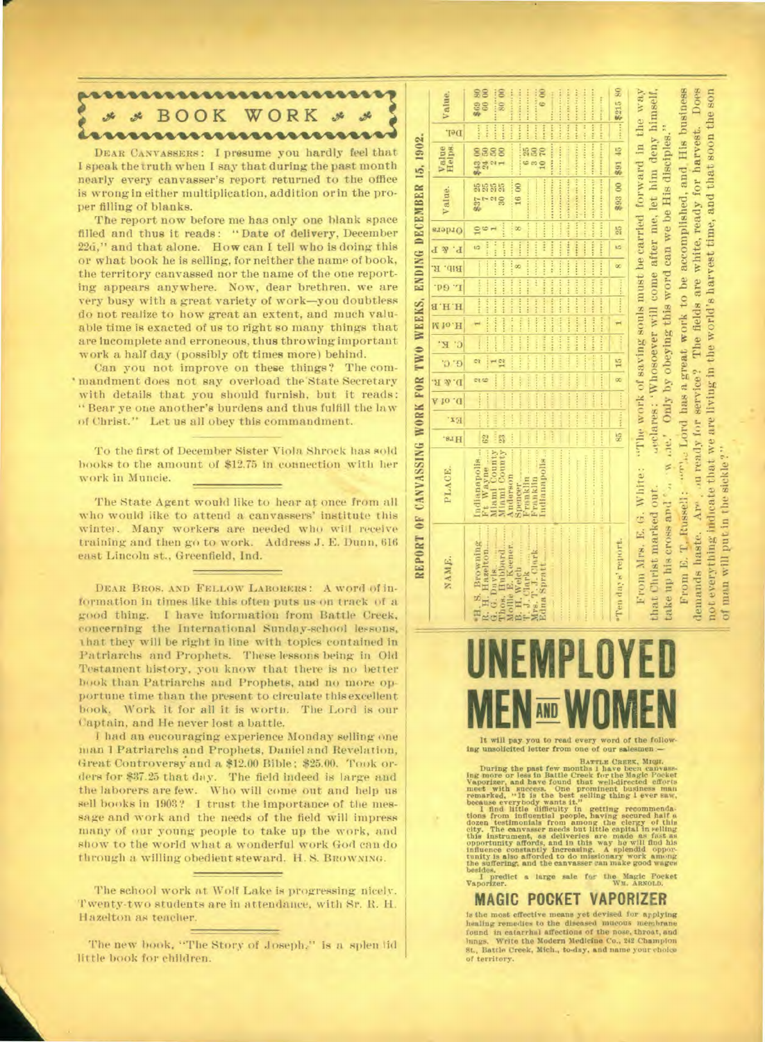# BOOK WORK

DEAR CANVASSERS: I presume you hardly feel that I speak the truth when I say that during the past month nearly every canvasser's report returned to the office is wrong in either multiplication, addition or in the proper filling of blanks.

The report now before me has only one blank space filled and thus it reads: "Date of delivery, December 22d," and that alone. How can I tell who is doing this or what book he is selling, for neither the name of book, the territory canvassed nor the name of the one reporting appears anywhere. Now, dear brethren, we are very busy with a great variety of work—you doubtless do not realize to how great an extent, and much valuable time is exacted of us to right so many things that are incomplete and erroneous, thus throwing important work a half day (possibly oft times more) behind.

Can you not improve on these things? The commandment does not say overload the State Secretary with details that you should furnish, but it reads: "Bear ye one another's burdens and thus fulfill the law of Christ." Let us all obey this commandment.

---

To the first of December Sister Viola Shrock has sold books to the amount of $12.75 in connection with her work in Muncie.

---

The State Agent would like to hear at once from all who would like to attend a canvassers' institute this winter. Many workers are needed who will receive training and then go to work. Address J. E. Dunn, 616 east Lincoln st., Greenfield, Ind.

---

DEAR BROS. AND FELLOW LABORERS: A word of information in times like this often puts us on track of a good thing. I have information from Battle Creek, concerning the International Sunday-school lessons, that they will be right in line with topics contained in Patriarchs and Prophets. These lessons being in Old Testament history, you know that there is no better book than Patriarchs and Prophets, and no more opportune time than the present to circulate this excellent book. Work it for all it is worth. The Lord is our Captain, and He never lost a battle.

I had an encouraging experience Monday selling one man 1 Patriarchs and Prophets, Daniel and Revelation, Great Controversy and a $12.00 Bible; $25.00. Took orders for $37.25 that day. The field indeed is large and the laborers are few. Who will come out and help us sell books in 1903? I trust the importance of the message and work and the needs of the field will impress many of our young people to take up the work, and show to the world what a wonderful work God can do through a willing obedient steward. H. S. BROWNING.

---

The school work at Wolf Lake is progressing nicely. Twenty-two students are in attendance, with Sr. R. H. Hazelton as teacher.

---

The new book, "The Story of Joseph," is a splendid little book for children.

## REPORT OF CANVASSING WORK FOR TWO WEEKS, ENDING DECEMBER 15, 1902.

| NAME. | PLACE. | Hrs. | Ex. | D. of A | D. & R. | G. C. | C. K. | H. of N | H. H. B | L. Ed. | Bib. R. | P. & P | Orders | Value. | Value Helps. | Del. | Value. |
|---|---|---|---|---|---|---|---|---|---|---|---|---|---|---|---|---|---|
| *H. S. Browning | Indianapolis | 62 | | | 2 | 2 | | 1 | | | | 5 | 10 | $37 25 | $43 00 | | $69 80 |
| R. H. Hazelton | Ft. Wayne | | | | 6 | | | | | | | | 6 | 7 25 | 24 50 | | 60 00 |
| G. G. Davis | Miami County | 23 | | | | 1 | | | | | | | 1 | 2 25 | 2 50 | | |
| Thos. Hubbard | Miami County | | | | | 12 | | | | | | | | 30 25 | 1 00 | | 80 00 |
| Mollie E. Keener | Anderson | | | | | | | | | | | | | | | | |
| B. H. Welch | Spencer | | | | | | | | | | 8 | | 8 | 16 00 | 6 35 | | |
| T. J. Clark | Franklin | | | | | | | | | | | | | | 3 40 | | 6 00 |
| Mrs. T. J. Clark | Franklin | | | | | | | | | | | | | | 10 70 | | |
| Edna Spratt | Indianapolis | | | | | | | | | | | | | | | | |
| *Ten days' report. | | 85 | | | 8 | 15 | | 1 | | | 8 | 5 | 25 | $83 00 | $91 45 | | $215 80 |

From Mrs. E. G. White: "The work of saving souls must be carried forward in the way that Christ marked out. ...eclares: 'Whosoever will come after me, let him deny himself, take up his cross and ... me.' Only by obeying this word can we be His disciples."

From E. T. Russell: "The Lord has a great work to be accomplished, and His business demands haste. Are ...u ready for service? The fields are white, ready for harvest. Does not everything indicate that we are living in the world's harvest time, and that soon the son of man will put in the sickle?"

# UNEMPLOYED MEN AND WOMEN

It will pay you to read every word of the following unsolicited letter from one of our salesmen —

BATTLE CREEK, MICH.

During the past few months I have been canvassing more or less in Battle Creek for the Magic Pocket Vaporizer, and have found that well-directed efforts meet with success. One prominent business man remarked, "It is the best selling thing I ever saw, because everybody wants it."

I find little difficulty in getting recommendations from influential people, having secured half a dozen testimonials from among the clergy of this city. The canvasser needs but little capital in selling this instrument, as deliveries are made as fast as opportunity affords, and in this way he will find his influence constantly increasing. A splendid opportunity is also afforded to do missionary work among the suffering, and the canvasser can make good wages besides.

I predict a large sale for the Magic Pocket Vaporizer. WM. ARNOLD.

## MAGIC POCKET VAPORIZER

is the most effective means yet devised for applying healing remedies to the diseased mucous membrane found in catarrhal affections of the nose, throat, and lungs. Write the Modern Medicine Co., 242 Champion St., Battle Creek, Mich., to-day, and name your choice of territory.